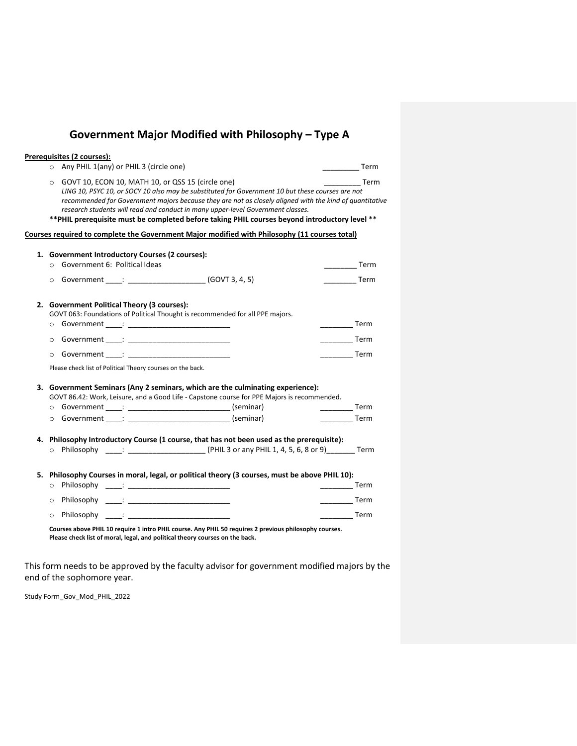# Government Major Modified with Philosophy – Type A

**Prerequisites (2 courses):**

- Any PHIL 1(any) or PHIL 3 (circle one) _________ Term
- GOVT 10, ECON 10, MATH 10, or QSS 15 (circle one) _________ Term
  *LING 10, PSYC 10, or SOCY 10 also may be substituted for Government 10 but these courses are not recommended for Government majors because they are not as closely aligned with the kind of quantitative research students will read and conduct in many upper-level Government classes.*

**\*\*PHIL prerequisite must be completed before taking PHIL courses beyond introductory level \*\***

**Courses required to complete the Government Major modified with Philosophy (11 courses total)**

1. **Government Introductory Courses (2 courses):**
   - Government 6: Political Ideas ________ Term
   - Government ____: ___________________ (GOVT 3, 4, 5) ________ Term

2. **Government Political Theory (3 courses):**
   GOVT 063: Foundations of Political Thought is recommended for all PPE majors.
   - Government ____: _________________________ ________ Term
   - Government ____: _________________________ ________ Term
   - Government ____: _________________________ ________ Term

   Please check list of Political Theory courses on the back.

3. **Government Seminars (Any 2 seminars, which are the culminating experience):**
   GOVT 86.42: Work, Leisure, and a Good Life - Capstone course for PPE Majors is recommended.
   - Government ____: _________________________ (seminar) ________ Term
   - Government ____: _________________________ (seminar) ________ Term

4. **Philosophy Introductory Course (1 course, that has not been used as the prerequisite):**
   - Philosophy ____: ___________________ (PHIL 3 or any PHIL 1, 4, 5, 6, 8 or 9)_______ Term

5. **Philosophy Courses in moral, legal, or political theory (3 courses, must be above PHIL 10):**
   - Philosophy ____: _________________________ ________ Term
   - Philosophy ____: _________________________ ________ Term
   - Philosophy ____: _________________________ ________ Term

   **Courses above PHIL 10 require 1 intro PHIL course. Any PHIL 50 requires 2 previous philosophy courses.**
   **Please check list of moral, legal, and political theory courses on the back.**

This form needs to be approved by the faculty advisor for government modified majors by the end of the sophomore year.

Study Form_Gov_Mod_PHIL_2022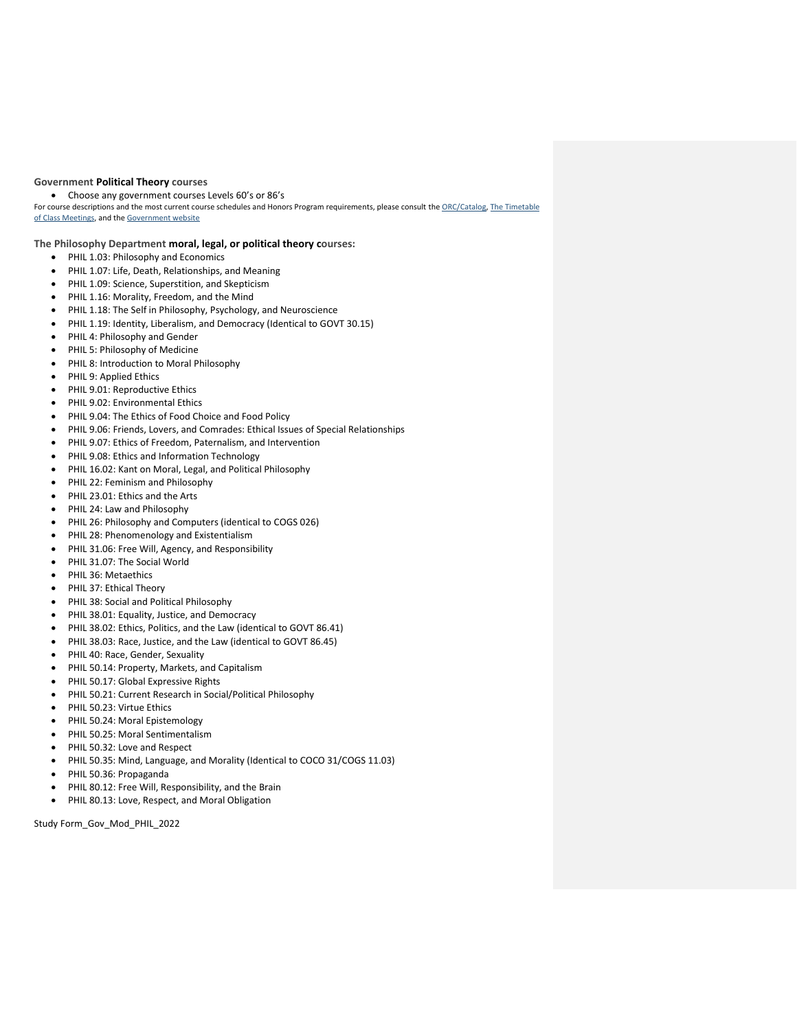**Government Political Theory courses**

- Choose any government courses Levels 60's or 86's

For course descriptions and the most current course schedules and Honors Program requirements, please consult the ORC/Catalog, The Timetable of Class Meetings, and the Government website

**The Philosophy Department moral, legal, or political theory courses:**

- PHIL 1.03: Philosophy and Economics
- PHIL 1.07: Life, Death, Relationships, and Meaning
- PHIL 1.09: Science, Superstition, and Skepticism
- PHIL 1.16: Morality, Freedom, and the Mind
- PHIL 1.18: The Self in Philosophy, Psychology, and Neuroscience
- PHIL 1.19: Identity, Liberalism, and Democracy (Identical to GOVT 30.15)
- PHIL 4: Philosophy and Gender
- PHIL 5: Philosophy of Medicine
- PHIL 8: Introduction to Moral Philosophy
- PHIL 9: Applied Ethics
- PHIL 9.01: Reproductive Ethics
- PHIL 9.02: Environmental Ethics
- PHIL 9.04: The Ethics of Food Choice and Food Policy
- PHIL 9.06: Friends, Lovers, and Comrades: Ethical Issues of Special Relationships
- PHIL 9.07: Ethics of Freedom, Paternalism, and Intervention
- PHIL 9.08: Ethics and Information Technology
- PHIL 16.02: Kant on Moral, Legal, and Political Philosophy
- PHIL 22: Feminism and Philosophy
- PHIL 23.01: Ethics and the Arts
- PHIL 24: Law and Philosophy
- PHIL 26: Philosophy and Computers (identical to COGS 026)
- PHIL 28: Phenomenology and Existentialism
- PHIL 31.06: Free Will, Agency, and Responsibility
- PHIL 31.07: The Social World
- PHIL 36: Metaethics
- PHIL 37: Ethical Theory
- PHIL 38: Social and Political Philosophy
- PHIL 38.01: Equality, Justice, and Democracy
- PHIL 38.02: Ethics, Politics, and the Law (identical to GOVT 86.41)
- PHIL 38.03: Race, Justice, and the Law (identical to GOVT 86.45)
- PHIL 40: Race, Gender, Sexuality
- PHIL 50.14: Property, Markets, and Capitalism
- PHIL 50.17: Global Expressive Rights
- PHIL 50.21: Current Research in Social/Political Philosophy
- PHIL 50.23: Virtue Ethics
- PHIL 50.24: Moral Epistemology
- PHIL 50.25: Moral Sentimentalism
- PHIL 50.32: Love and Respect
- PHIL 50.35: Mind, Language, and Morality (Identical to COCO 31/COGS 11.03)
- PHIL 50.36: Propaganda
- PHIL 80.12: Free Will, Responsibility, and the Brain
- PHIL 80.13: Love, Respect, and Moral Obligation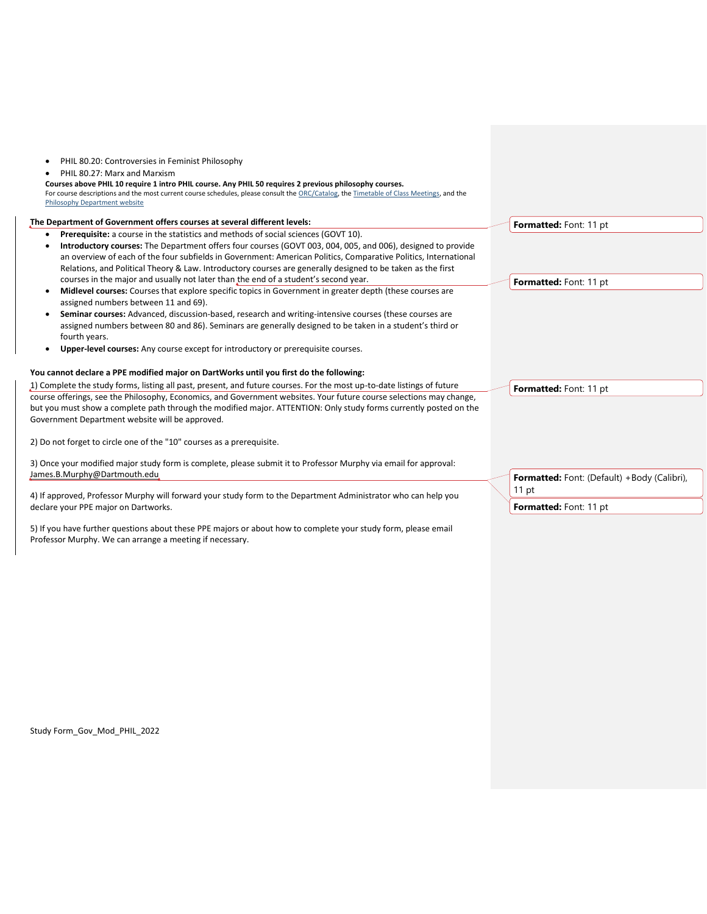- PHIL 80.20: Controversies in Feminist Philosophy
- PHIL 80.27: Marx and Marxism

**Courses above PHIL 10 require 1 intro PHIL course. Any PHIL 50 requires 2 previous philosophy courses.**

For course descriptions and the most current course schedules, please consult the ORC/Catalog, the Timetable of Class Meetings, and the Philosophy Department website

**The Department of Government offers courses at several different levels:**

- **Prerequisite:** a course in the statistics and methods of social sciences (GOVT 10).
- **Introductory courses:** The Department offers four courses (GOVT 003, 004, 005, and 006), designed to provide an overview of each of the four subfields in Government: American Politics, Comparative Politics, International Relations, and Political Theory & Law. Introductory courses are generally designed to be taken as the first courses in the major and usually not later than the end of a student's second year.
- **Midlevel courses:** Courses that explore specific topics in Government in greater depth (these courses are assigned numbers between 11 and 69).
- **Seminar courses:** Advanced, discussion-based, research and writing-intensive courses (these courses are assigned numbers between 80 and 86). Seminars are generally designed to be taken in a student's third or fourth years.
- **Upper-level courses:** Any course except for introductory or prerequisite courses.

**You cannot declare a PPE modified major on DartWorks until you first do the following:**

1) Complete the study forms, listing all past, present, and future courses. For the most up-to-date listings of future course offerings, see the Philosophy, Economics, and Government websites. Your future course selections may change, but you must show a complete path through the modified major. ATTENTION: Only study forms currently posted on the Government Department website will be approved.

2) Do not forget to circle one of the "10" courses as a prerequisite.

3) Once your modified major study form is complete, please submit it to Professor Murphy via email for approval: James.B.Murphy@Dartmouth.edu

4) If approved, Professor Murphy will forward your study form to the Department Administrator who can help you declare your PPE major on Dartworks.

5) If you have further questions about these PPE majors or about how to complete your study form, please email Professor Murphy. We can arrange a meeting if necessary.